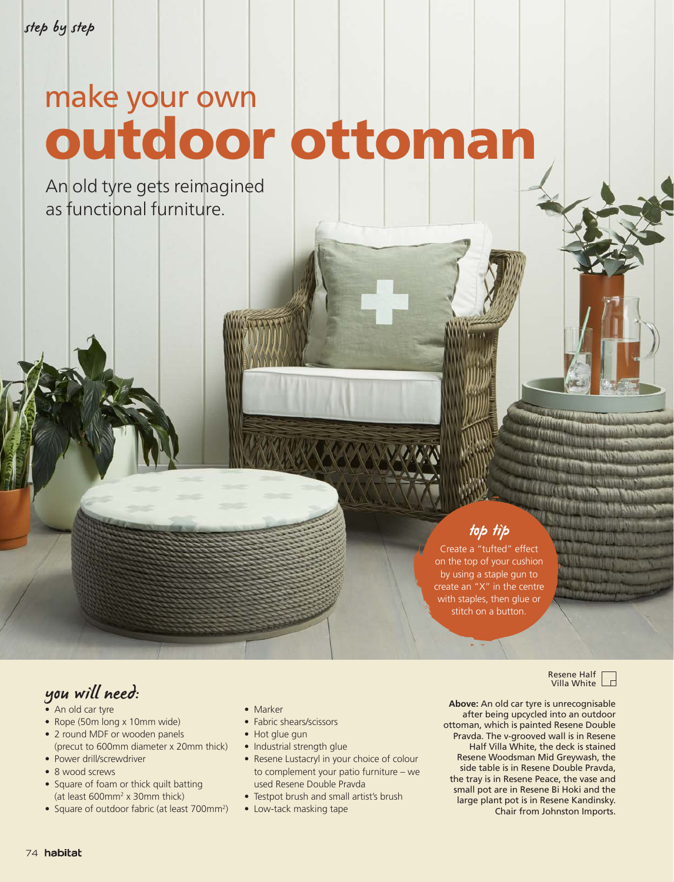step by step

# make your own **outdoor ottoman**

An old tyre gets reimagined as functional furniture.

### top tip

Create a "tufted" effect on the top of your cushion by using a staple gun to create an "X" in the centre with staples, then glue or stitch on a button.

## you will need:

- An old car tyre
- Rope (50m long x 10mm wide)
- 2 round MDF or wooden panels (precut to 600mm diameter x 20mm thick)
- Power drill/screwdriver
- 8 wood screws
- Square of foam or thick quilt batting (at least 600mm$^2$ x 30mm thick)
- Square of outdoor fabric (at least 700mm$^2$)
- Marker
- Fabric shears/scissors
- Hot glue gun
- Industrial strength glue
- Resene Lustacryl in your choice of colour to complement your patio furniture – we used Resene Double Pravda
- Testpot brush and small artist's brush
- Low-tack masking tape

Resene Half Villa White

**Above:** An old car tyre is unrecognisable after being upcycled into an outdoor ottoman, which is painted Resene Double Pravda. The v-grooved wall is in Resene Half Villa White, the deck is stained Resene Woodsman Mid Greywash, the side table is in Resene Double Pravda, the tray is in Resene Peace, the vase and small pot are in Resene Bi Hoki and the large plant pot is in Resene Kandinsky. Chair from Johnston Imports.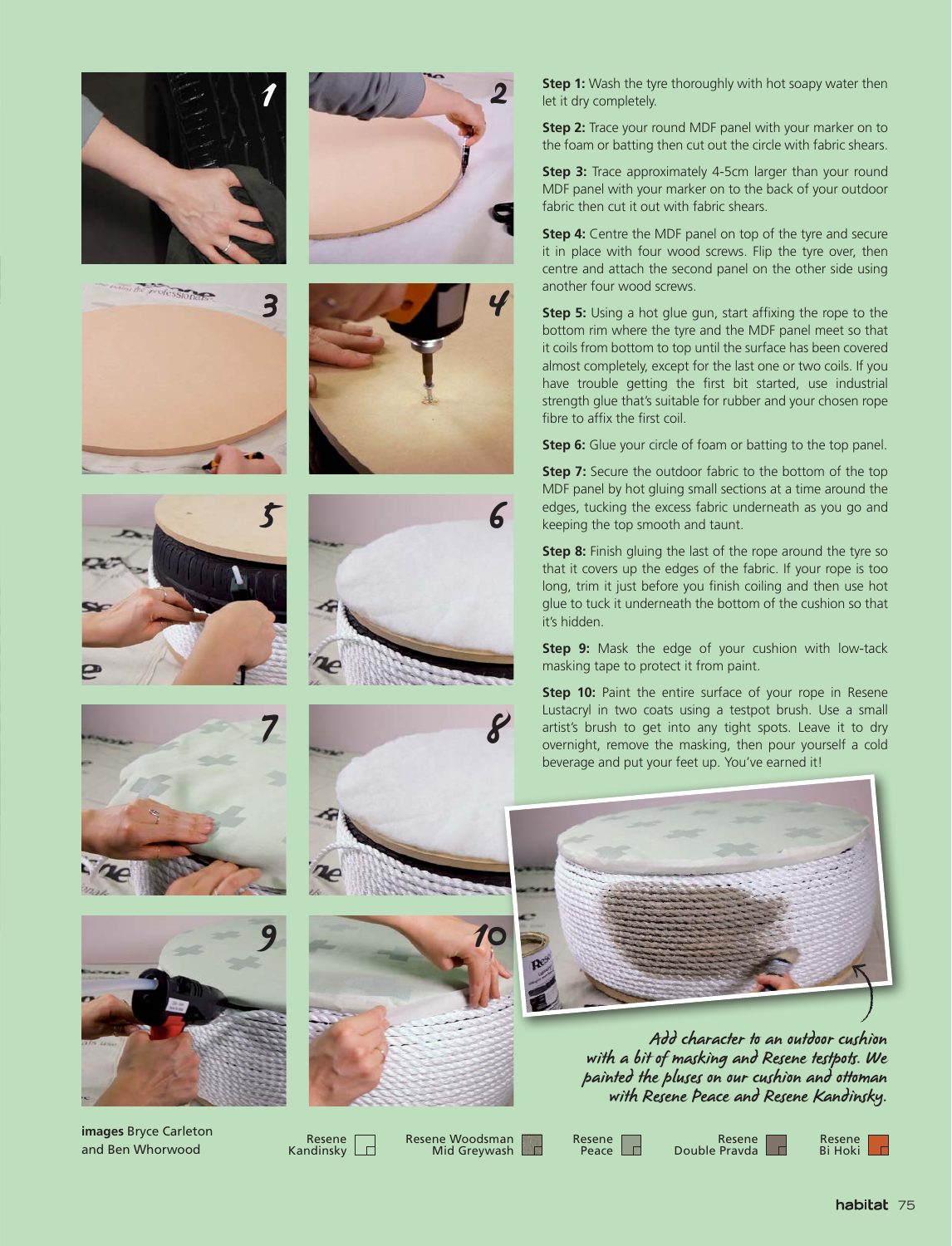**Step 1:** Wash the tyre thoroughly with hot soapy water then let it dry completely.

**Step 2:** Trace your round MDF panel with your marker on to the foam or batting then cut out the circle with fabric shears.

**Step 3:** Trace approximately 4-5cm larger than your round MDF panel with your marker on to the back of your outdoor fabric then cut it out with fabric shears.

**Step 4:** Centre the MDF panel on top of the tyre and secure it in place with four wood screws. Flip the tyre over, then centre and attach the second panel on the other side using another four wood screws.

**Step 5:** Using a hot glue gun, start affixing the rope to the bottom rim where the tyre and the MDF panel meet so that it coils from bottom to top until the surface has been covered almost completely, except for the last one or two coils. If you have trouble getting the first bit started, use industrial strength glue that's suitable for rubber and your chosen rope fibre to affix the first coil.

**Step 6:** Glue your circle of foam or batting to the top panel.

**Step 7:** Secure the outdoor fabric to the bottom of the top MDF panel by hot gluing small sections at a time around the edges, tucking the excess fabric underneath as you go and keeping the top smooth and taunt.

**Step 8:** Finish gluing the last of the rope around the tyre so that it covers up the edges of the fabric. If your rope is too long, trim it just before you finish coiling and then use hot glue to tuck it underneath the bottom of the cushion so that it's hidden.

**Step 9:** Mask the edge of your cushion with low-tack masking tape to protect it from paint.

**Step 10:** Paint the entire surface of your rope in Resene Lustacryl in two coats using a testpot brush. Use a small artist's brush to get into any tight spots. Leave it to dry overnight, remove the masking, then pour yourself a cold beverage and put your feet up. You've earned it!

*Add character to an outdoor cushion with a bit of masking and Resene testpots. We painted the pluses on our cushion and ottoman with Resene Peace and Resene Kandinsky.*

**images** Bryce Carleton and Ben Whorwood

Resene Kandinsky

Resene Woodsman Mid Greywash

Resene Peace

Resene Double Pravda

Resene Bi Hoki